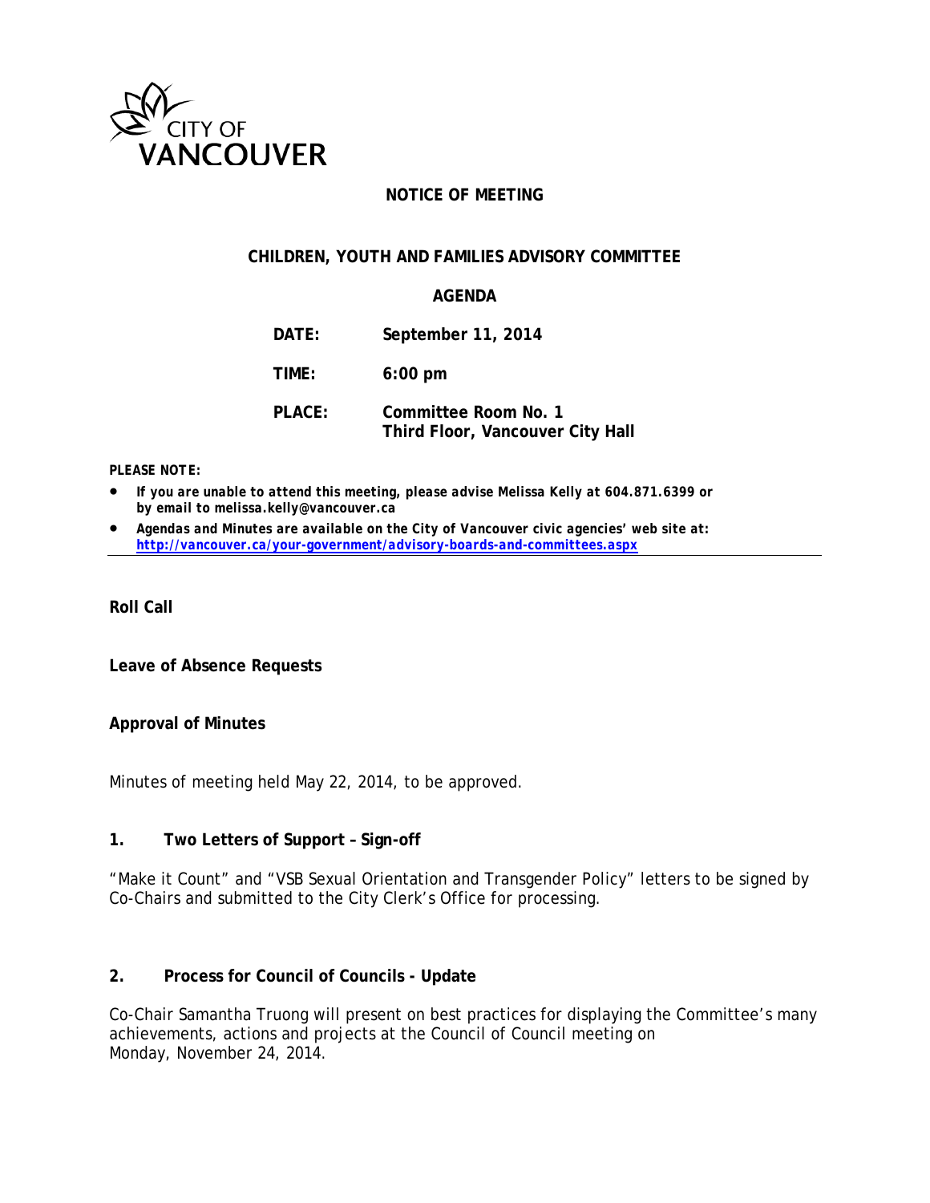CITY OF VANCOUVER

# NOTICE OF MEETING

## CHILDREN, YOUTH AND FAMILIES ADVISORY COMMITTEE

## AGENDA

| | |
|---|---|
| **DATE:** | **September 11, 2014** |
| **TIME:** | **6:00 pm** |
| **PLACE:** | **Committee Room No. 1**<br>**Third Floor, Vancouver City Hall** |

***PLEASE NOTE:***

- ***If you are unable to attend this meeting, please advise Melissa Kelly at 604.871.6399 or by email to melissa.kelly@vancouver.ca***
- ***Agendas and Minutes are available on the City of Vancouver civic agencies' web site at: http://vancouver.ca/your-government/advisory-boards-and-committees.aspx***

---

**Roll Call**

**Leave of Absence Requests**

**Approval of Minutes**

Minutes of meeting held May 22, 2014, to be approved.

**1. Two Letters of Support – Sign-off**

"Make it Count" and "VSB Sexual Orientation and Transgender Policy" letters to be signed by Co-Chairs and submitted to the City Clerk's Office for processing.

**2. Process for Council of Councils - Update**

Co-Chair Samantha Truong will present on best practices for displaying the Committee's many achievements, actions and projects at the Council of Council meeting on Monday, November 24, 2014.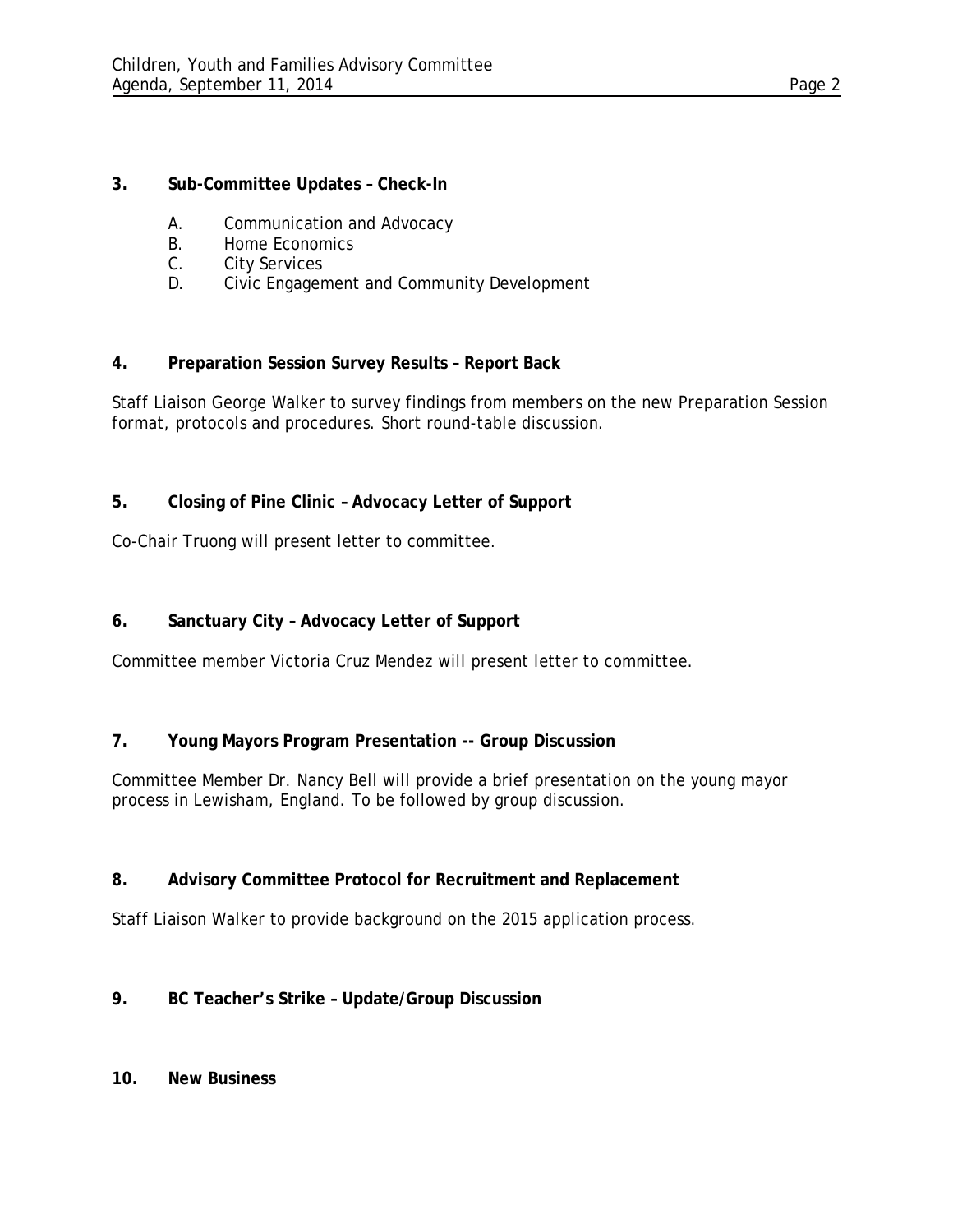**3. Sub-Committee Updates – Check-In**

A. Communication and Advocacy
B. Home Economics
C. City Services
D. Civic Engagement and Community Development

**4. Preparation Session Survey Results – Report Back**

Staff Liaison George Walker to survey findings from members on the new Preparation Session format, protocols and procedures. Short round-table discussion.

**5. Closing of Pine Clinic – Advocacy Letter of Support**

Co-Chair Truong will present letter to committee.

**6. Sanctuary City – Advocacy Letter of Support**

Committee member Victoria Cruz Mendez will present letter to committee.

**7. Young Mayors Program Presentation -- Group Discussion**

Committee Member Dr. Nancy Bell will provide a brief presentation on the young mayor process in Lewisham, England. To be followed by group discussion.

**8. Advisory Committee Protocol for Recruitment and Replacement**

Staff Liaison Walker to provide background on the 2015 application process.

**9. BC Teacher's Strike – Update/Group Discussion**

**10. New Business**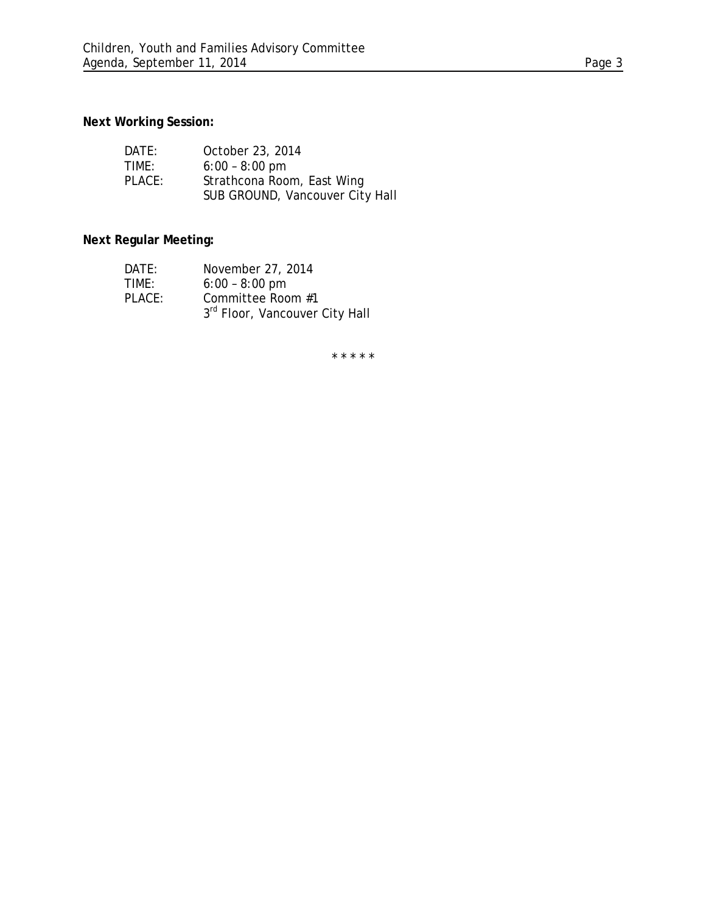**Next Working Session:**

| | |
|---|---|
| DATE: | October 23, 2014 |
| TIME: | 6:00 – 8:00 pm |
| PLACE: | Strathcona Room, East Wing<br>SUB GROUND, Vancouver City Hall |

**Next Regular Meeting:**

| | |
|---|---|
| DATE: | November 27, 2014 |
| TIME: | 6:00 – 8:00 pm |
| PLACE: | Committee Room #1<br>3rd Floor, Vancouver City Hall |

* * * * *